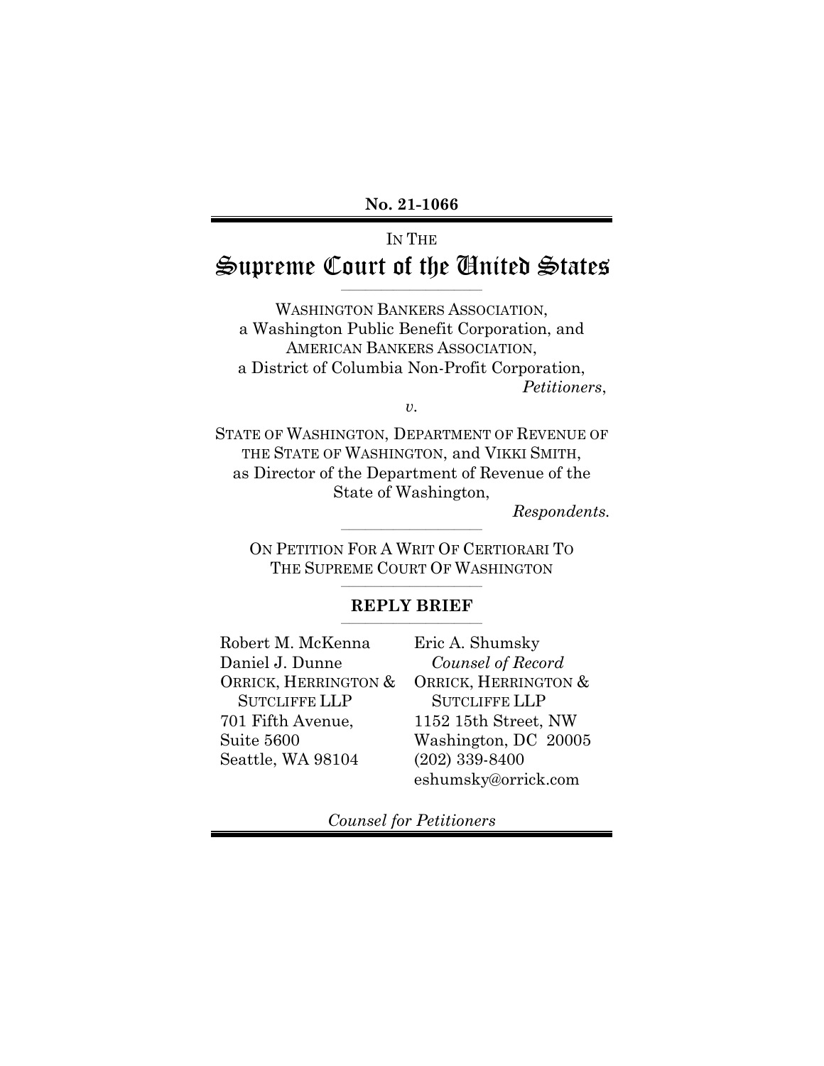**No. 21-1066**

IN THE

# Supreme Court of the United States

WASHINGTON BANKERS ASSOCIATION,
a Washington Public Benefit Corporation, and
AMERICAN BANKERS ASSOCIATION,
a District of Columbia Non-Profit Corporation,
*Petitioners*,

*v.*

STATE OF WASHINGTON, DEPARTMENT OF REVENUE OF THE STATE OF WASHINGTON, and VIKKI SMITH, as Director of the Department of Revenue of the State of Washington,
*Respondents.*

ON PETITION FOR A WRIT OF CERTIORARI TO THE SUPREME COURT OF WASHINGTON

## REPLY BRIEF

Robert M. McKenna
Daniel J. Dunne
ORRICK, HERRINGTON & SUTCLIFFE LLP
701 Fifth Avenue,
Suite 5600
Seattle, WA 98104

Eric A. Shumsky
*Counsel of Record*
ORRICK, HERRINGTON & SUTCLIFFE LLP
1152 15th Street, NW
Washington, DC 20005
(202) 339-8400
eshumsky@orrick.com

*Counsel for Petitioners*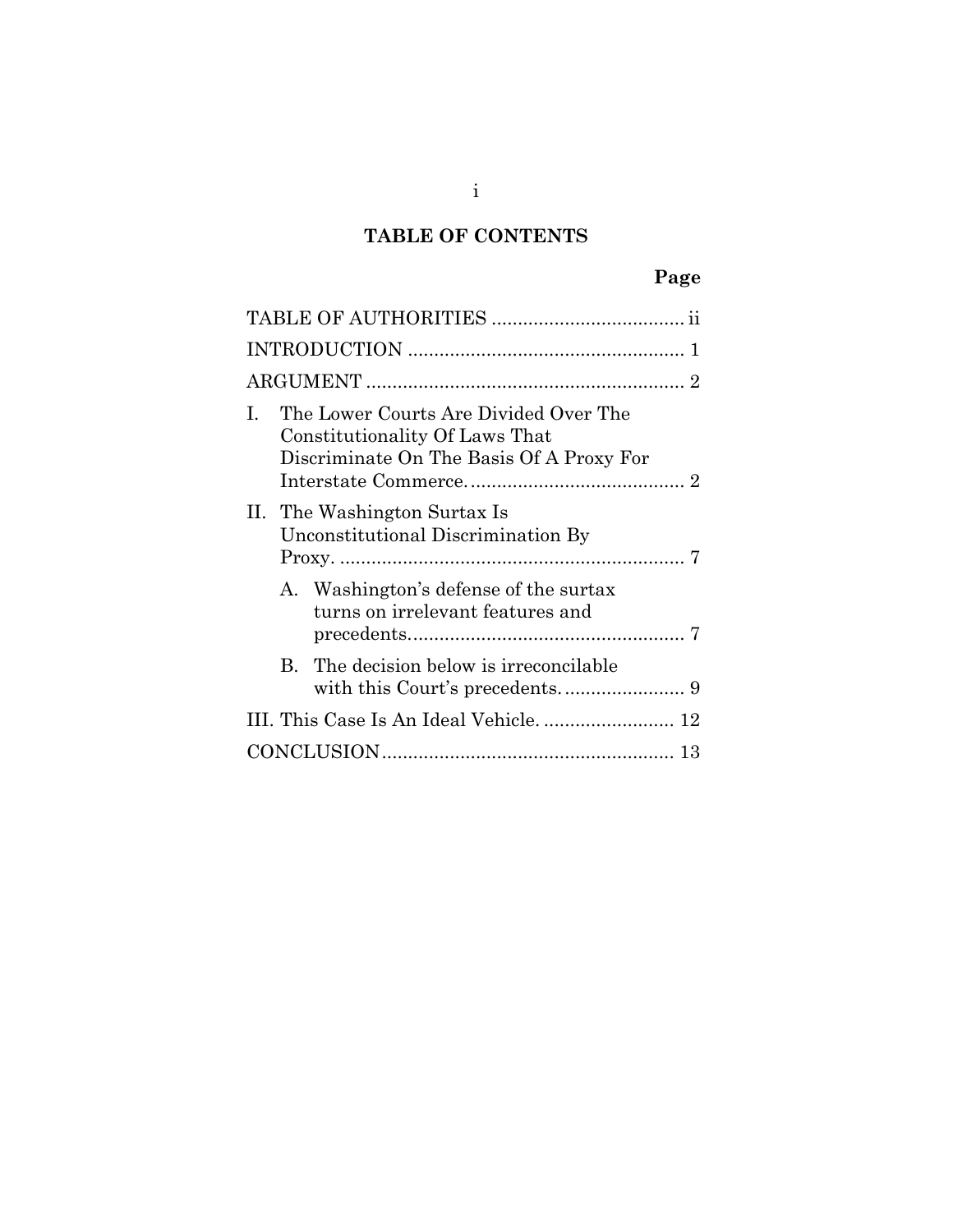## TABLE OF CONTENTS

| | Page |
|---|---|
| TABLE OF AUTHORITIES | ii |
| INTRODUCTION | 1 |
| ARGUMENT | 2 |
| I. The Lower Courts Are Divided Over The Constitutionality Of Laws That Discriminate On The Basis Of A Proxy For Interstate Commerce. | 2 |
| II. The Washington Surtax Is Unconstitutional Discrimination By Proxy. | 7 |
| A. Washington's defense of the surtax turns on irrelevant features and precedents. | 7 |
| B. The decision below is irreconcilable with this Court's precedents. | 9 |
| III. This Case Is An Ideal Vehicle. | 12 |
| CONCLUSION | 13 |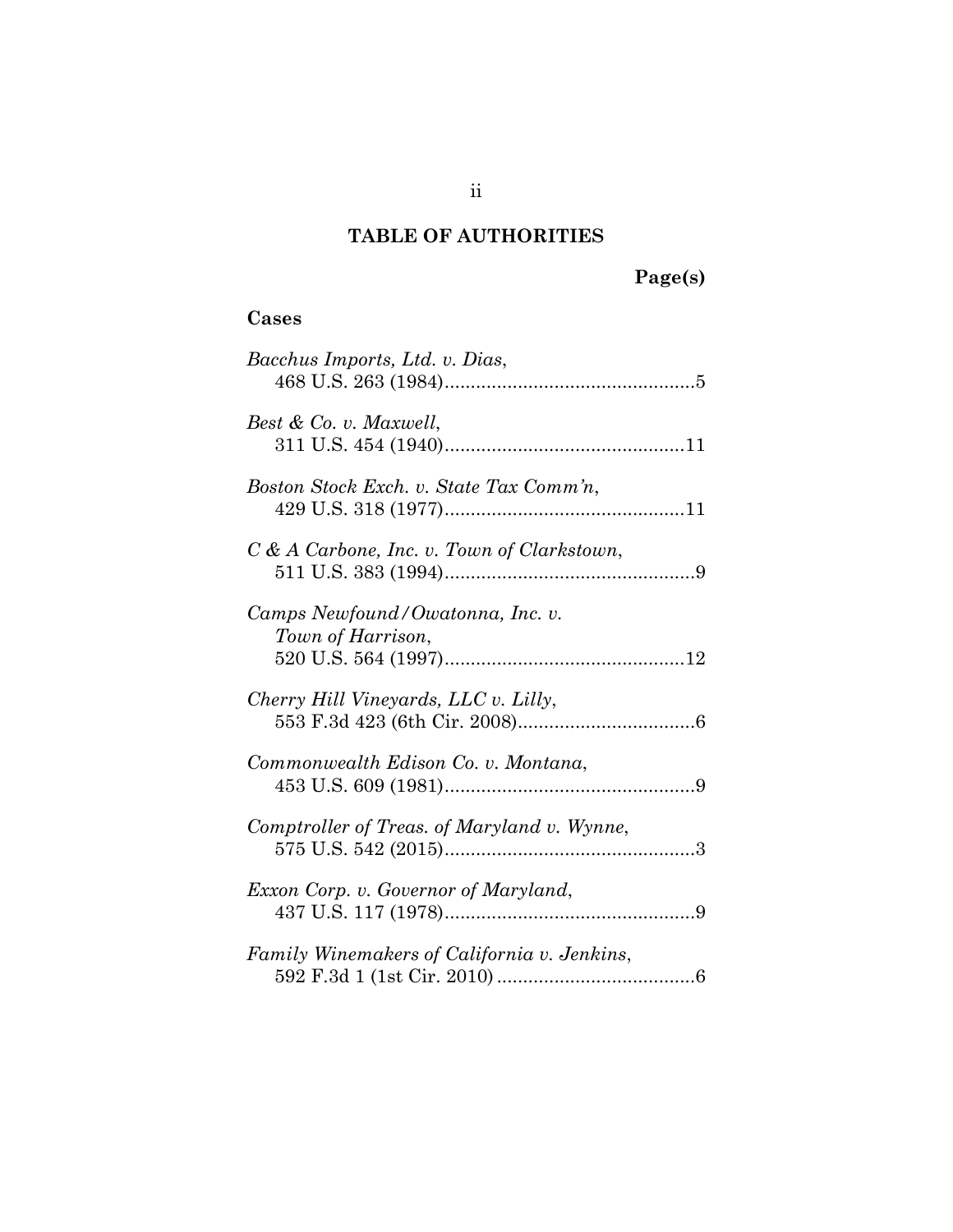## TABLE OF AUTHORITIES

**Page(s)**

### Cases

*Bacchus Imports, Ltd. v. Dias*,
468 U.S. 263 (1984) ... 5

*Best & Co. v. Maxwell*,
311 U.S. 454 (1940) ... 11

*Boston Stock Exch. v. State Tax Comm'n*,
429 U.S. 318 (1977) ... 11

*C & A Carbone, Inc. v. Town of Clarkstown*,
511 U.S. 383 (1994) ... 9

*Camps Newfound/Owatonna, Inc. v. Town of Harrison*,
520 U.S. 564 (1997) ... 12

*Cherry Hill Vineyards, LLC v. Lilly*,
553 F.3d 423 (6th Cir. 2008) ... 6

*Commonwealth Edison Co. v. Montana*,
453 U.S. 609 (1981) ... 9

*Comptroller of Treas. of Maryland v. Wynne*,
575 U.S. 542 (2015) ... 3

*Exxon Corp. v. Governor of Maryland*,
437 U.S. 117 (1978) ... 9

*Family Winemakers of California v. Jenkins*,
592 F.3d 1 (1st Cir. 2010) ... 6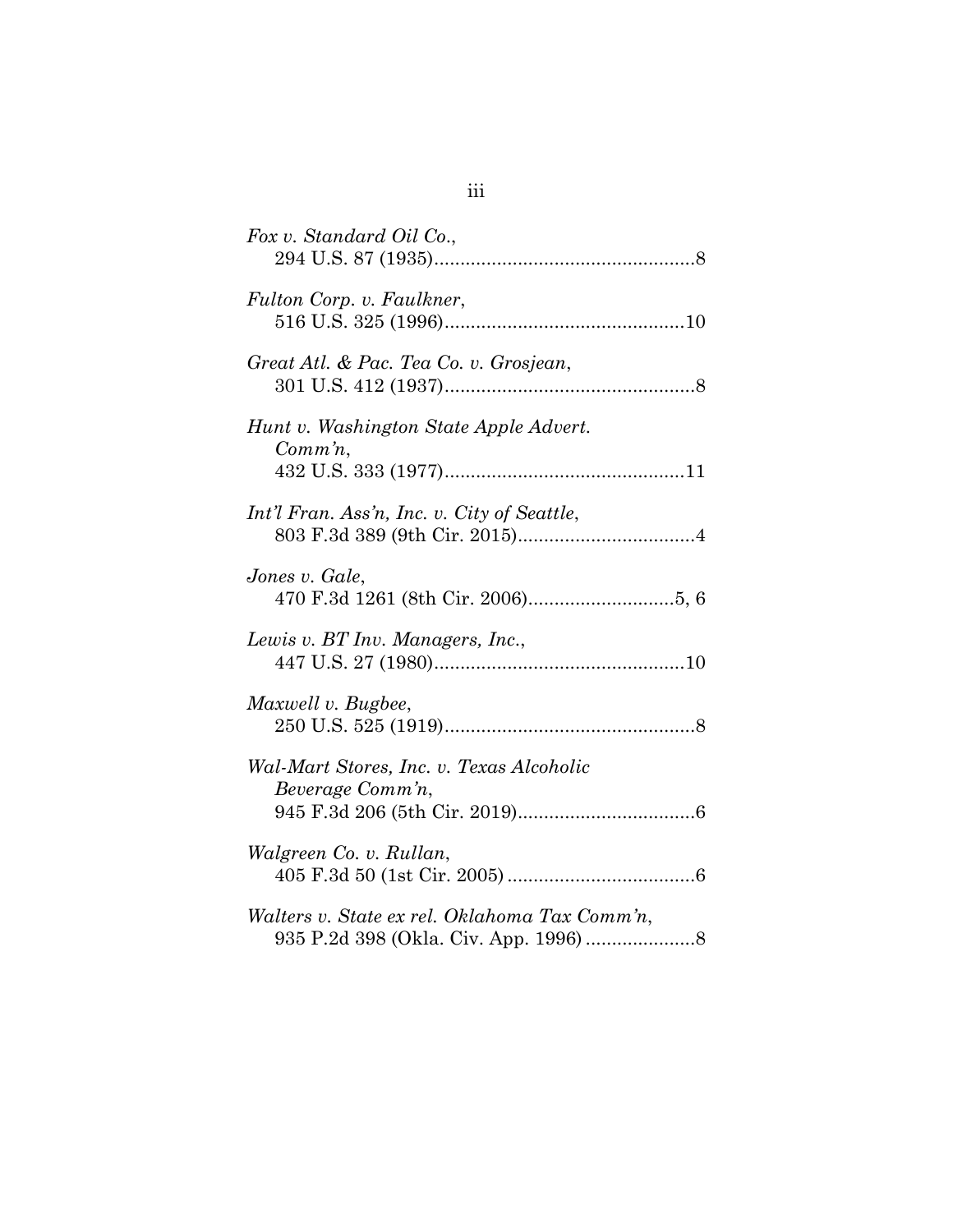*Fox v. Standard Oil Co.*,
294 U.S. 87 (1935)..................................................8

*Fulton Corp. v. Faulkner*,
516 U.S. 325 (1996)..............................................10

*Great Atl. & Pac. Tea Co. v. Grosjean*,
301 U.S. 412 (1937)................................................8

*Hunt v. Washington State Apple Advert. Comm'n*,
432 U.S. 333 (1977)..............................................11

*Int'l Fran. Ass'n, Inc. v. City of Seattle*,
803 F.3d 389 (9th Cir. 2015)..................................4

*Jones v. Gale*,
470 F.3d 1261 (8th Cir. 2006)............................5, 6

*Lewis v. BT Inv. Managers, Inc.*,
447 U.S. 27 (1980)................................................10

*Maxwell v. Bugbee*,
250 U.S. 525 (1919)................................................8

*Wal-Mart Stores, Inc. v. Texas Alcoholic Beverage Comm'n*,
945 F.3d 206 (5th Cir. 2019)..................................6

*Walgreen Co. v. Rullan*,
405 F.3d 50 (1st Cir. 2005) ....................................6

*Walters v. State ex rel. Oklahoma Tax Comm'n*,
935 P.2d 398 (Okla. Civ. App. 1996) .....................8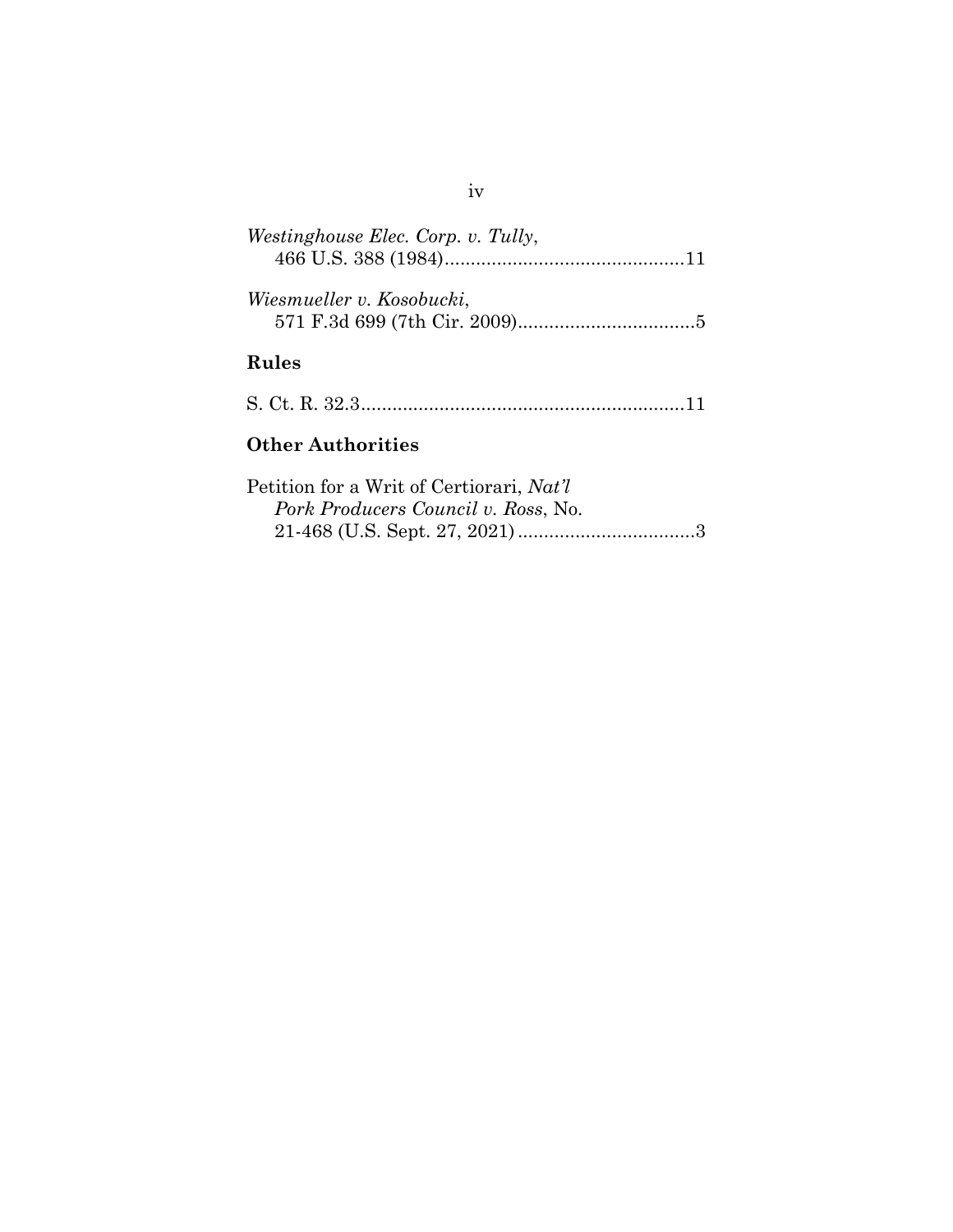*Westinghouse Elec. Corp. v. Tully*,
466 U.S. 388 (1984)..............................................11

*Wiesmueller v. Kosobucki*,
571 F.3d 699 (7th Cir. 2009)..................................5

## Rules

S. Ct. R. 32.3..............................................................11

## Other Authorities

Petition for a Writ of Certiorari, *Nat'l Pork Producers Council v. Ross*, No. 21-468 (U.S. Sept. 27, 2021)..................................3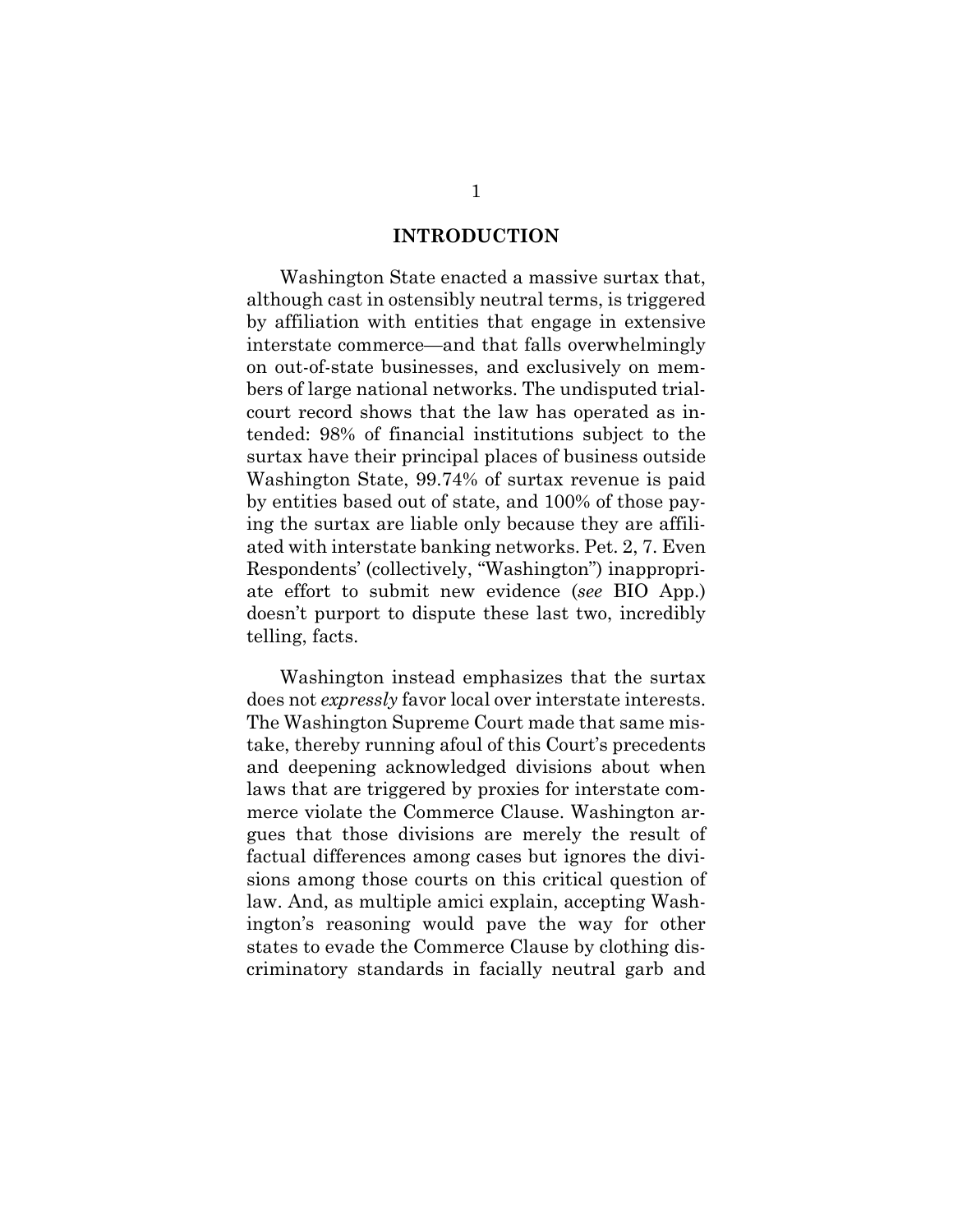## INTRODUCTION

Washington State enacted a massive surtax that, although cast in ostensibly neutral terms, is triggered by affiliation with entities that engage in extensive interstate commerce—and that falls overwhelmingly on out-of-state businesses, and exclusively on members of large national networks. The undisputed trial-court record shows that the law has operated as intended: 98% of financial institutions subject to the surtax have their principal places of business outside Washington State, 99.74% of surtax revenue is paid by entities based out of state, and 100% of those paying the surtax are liable only because they are affiliated with interstate banking networks. Pet. 2, 7. Even Respondents' (collectively, "Washington") inappropriate effort to submit new evidence (*see* BIO App.) doesn't purport to dispute these last two, incredibly telling, facts.

Washington instead emphasizes that the surtax does not *expressly* favor local over interstate interests. The Washington Supreme Court made that same mistake, thereby running afoul of this Court's precedents and deepening acknowledged divisions about when laws that are triggered by proxies for interstate commerce violate the Commerce Clause. Washington argues that those divisions are merely the result of factual differences among cases but ignores the divisions among those courts on this critical question of law. And, as multiple amici explain, accepting Washington's reasoning would pave the way for other states to evade the Commerce Clause by clothing discriminatory standards in facially neutral garb and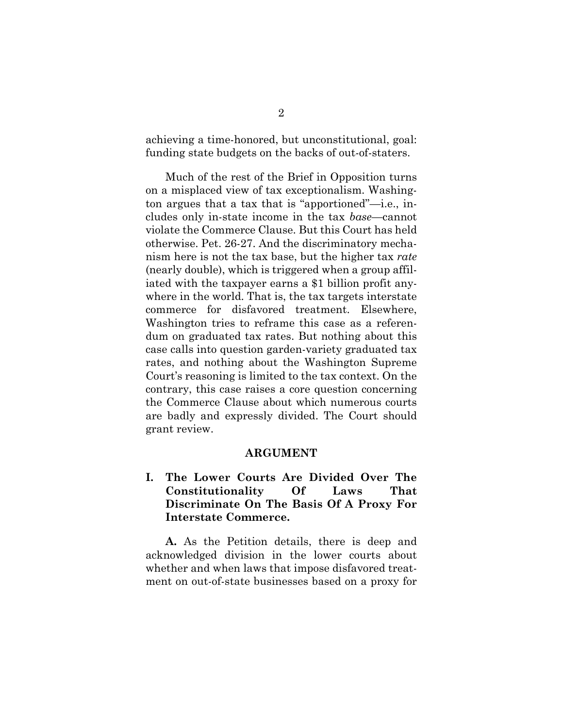achieving a time-honored, but unconstitutional, goal: funding state budgets on the backs of out-of-staters.

Much of the rest of the Brief in Opposition turns on a misplaced view of tax exceptionalism. Washington argues that a tax that is "apportioned"—i.e., includes only in-state income in the tax *base*—cannot violate the Commerce Clause. But this Court has held otherwise. Pet. 26-27. And the discriminatory mechanism here is not the tax base, but the higher tax *rate* (nearly double), which is triggered when a group affiliated with the taxpayer earns a $1 billion profit anywhere in the world. That is, the tax targets interstate commerce for disfavored treatment. Elsewhere, Washington tries to reframe this case as a referendum on graduated tax rates. But nothing about this case calls into question garden-variety graduated tax rates, and nothing about the Washington Supreme Court's reasoning is limited to the tax context. On the contrary, this case raises a core question concerning the Commerce Clause about which numerous courts are badly and expressly divided. The Court should grant review.

## ARGUMENT

### I. The Lower Courts Are Divided Over The Constitutionality Of Laws That Discriminate On The Basis Of A Proxy For Interstate Commerce.

**A.** As the Petition details, there is deep and acknowledged division in the lower courts about whether and when laws that impose disfavored treatment on out-of-state businesses based on a proxy for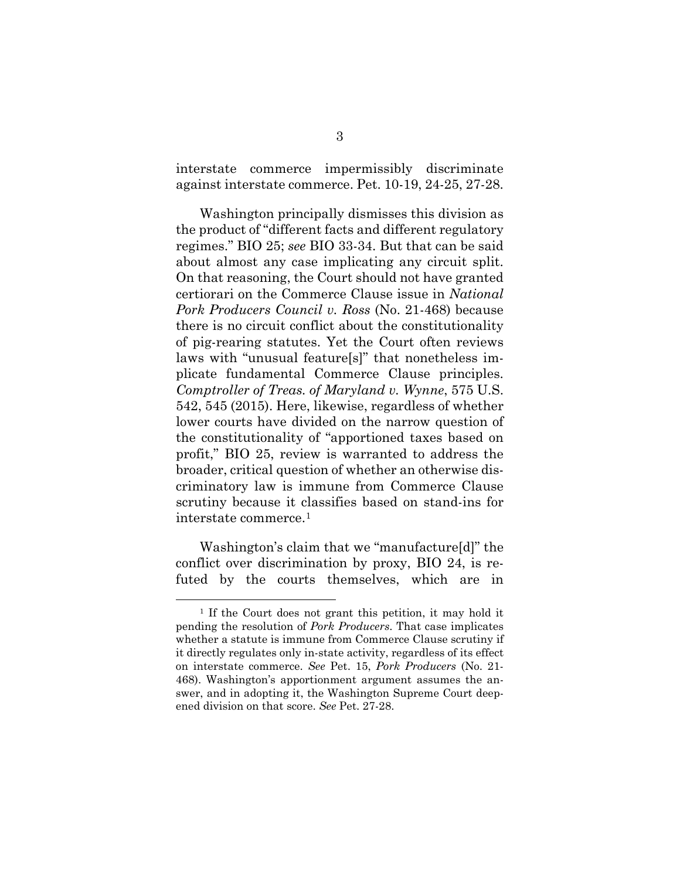interstate commerce impermissibly discriminate against interstate commerce. Pet. 10-19, 24-25, 27-28.

Washington principally dismisses this division as the product of "different facts and different regulatory regimes." BIO 25; *see* BIO 33-34. But that can be said about almost any case implicating any circuit split. On that reasoning, the Court should not have granted certiorari on the Commerce Clause issue in *National Pork Producers Council v. Ross* (No. 21-468) because there is no circuit conflict about the constitutionality of pig-rearing statutes. Yet the Court often reviews laws with "unusual feature[s]" that nonetheless implicate fundamental Commerce Clause principles. *Comptroller of Treas. of Maryland v. Wynne*, 575 U.S. 542, 545 (2015). Here, likewise, regardless of whether lower courts have divided on the narrow question of the constitutionality of "apportioned taxes based on profit," BIO 25, review is warranted to address the broader, critical question of whether an otherwise discriminatory law is immune from Commerce Clause scrutiny because it classifies based on stand-ins for interstate commerce.[1]

Washington's claim that we "manufacture[d]" the conflict over discrimination by proxy, BIO 24, is refuted by the courts themselves, which are in

---

[1] If the Court does not grant this petition, it may hold it pending the resolution of *Pork Producers*. That case implicates whether a statute is immune from Commerce Clause scrutiny if it directly regulates only in-state activity, regardless of its effect on interstate commerce. *See* Pet. 15, *Pork Producers* (No. 21-468). Washington's apportionment argument assumes the answer, and in adopting it, the Washington Supreme Court deepened division on that score. *See* Pet. 27-28.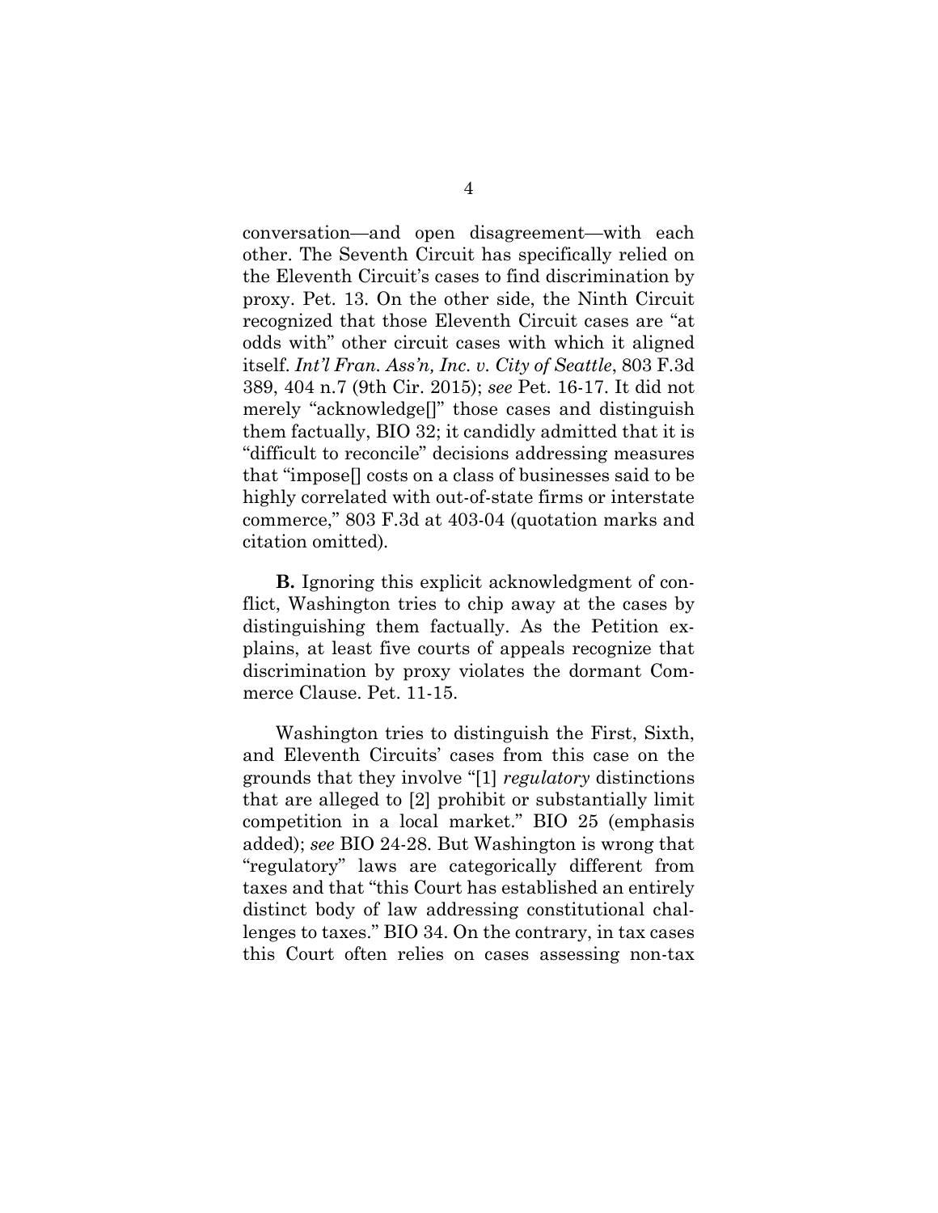conversation—and open disagreement—with each other. The Seventh Circuit has specifically relied on the Eleventh Circuit's cases to find discrimination by proxy. Pet. 13. On the other side, the Ninth Circuit recognized that those Eleventh Circuit cases are "at odds with" other circuit cases with which it aligned itself. *Int'l Fran. Ass'n, Inc. v. City of Seattle*, 803 F.3d 389, 404 n.7 (9th Cir. 2015); *see* Pet. 16-17. It did not merely "acknowledge[]" those cases and distinguish them factually, BIO 32; it candidly admitted that it is "difficult to reconcile" decisions addressing measures that "impose[] costs on a class of businesses said to be highly correlated with out-of-state firms or interstate commerce," 803 F.3d at 403-04 (quotation marks and citation omitted).

**B.** Ignoring this explicit acknowledgment of conflict, Washington tries to chip away at the cases by distinguishing them factually. As the Petition explains, at least five courts of appeals recognize that discrimination by proxy violates the dormant Commerce Clause. Pet. 11-15.

Washington tries to distinguish the First, Sixth, and Eleventh Circuits' cases from this case on the grounds that they involve "[1] *regulatory* distinctions that are alleged to [2] prohibit or substantially limit competition in a local market." BIO 25 (emphasis added); *see* BIO 24-28. But Washington is wrong that "regulatory" laws are categorically different from taxes and that "this Court has established an entirely distinct body of law addressing constitutional challenges to taxes." BIO 34. On the contrary, in tax cases this Court often relies on cases assessing non-tax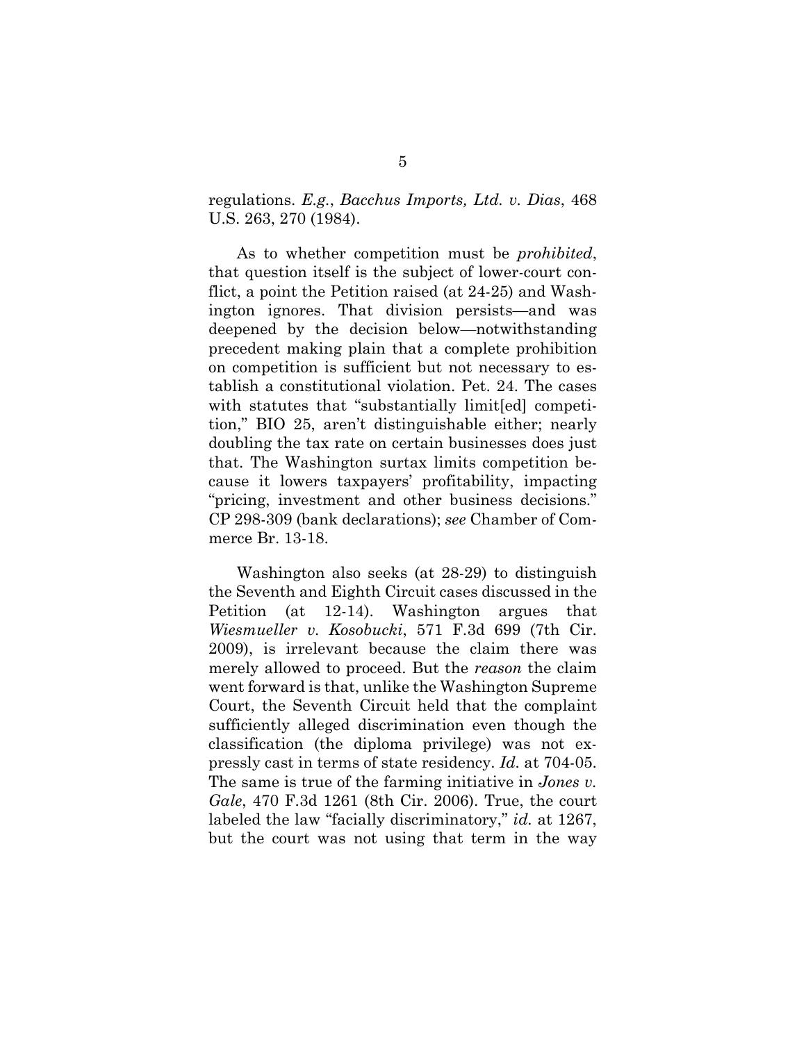regulations. *E.g.*, *Bacchus Imports, Ltd. v. Dias*, 468 U.S. 263, 270 (1984).

As to whether competition must be *prohibited*, that question itself is the subject of lower-court conflict, a point the Petition raised (at 24-25) and Washington ignores. That division persists—and was deepened by the decision below—notwithstanding precedent making plain that a complete prohibition on competition is sufficient but not necessary to establish a constitutional violation. Pet. 24. The cases with statutes that "substantially limit[ed] competition," BIO 25, aren't distinguishable either; nearly doubling the tax rate on certain businesses does just that. The Washington surtax limits competition because it lowers taxpayers' profitability, impacting "pricing, investment and other business decisions." CP 298-309 (bank declarations); *see* Chamber of Commerce Br. 13-18.

Washington also seeks (at 28-29) to distinguish the Seventh and Eighth Circuit cases discussed in the Petition (at 12-14). Washington argues that *Wiesmueller v. Kosobucki*, 571 F.3d 699 (7th Cir. 2009), is irrelevant because the claim there was merely allowed to proceed. But the *reason* the claim went forward is that, unlike the Washington Supreme Court, the Seventh Circuit held that the complaint sufficiently alleged discrimination even though the classification (the diploma privilege) was not expressly cast in terms of state residency. *Id.* at 704-05. The same is true of the farming initiative in *Jones v. Gale*, 470 F.3d 1261 (8th Cir. 2006). True, the court labeled the law "facially discriminatory," *id.* at 1267, but the court was not using that term in the way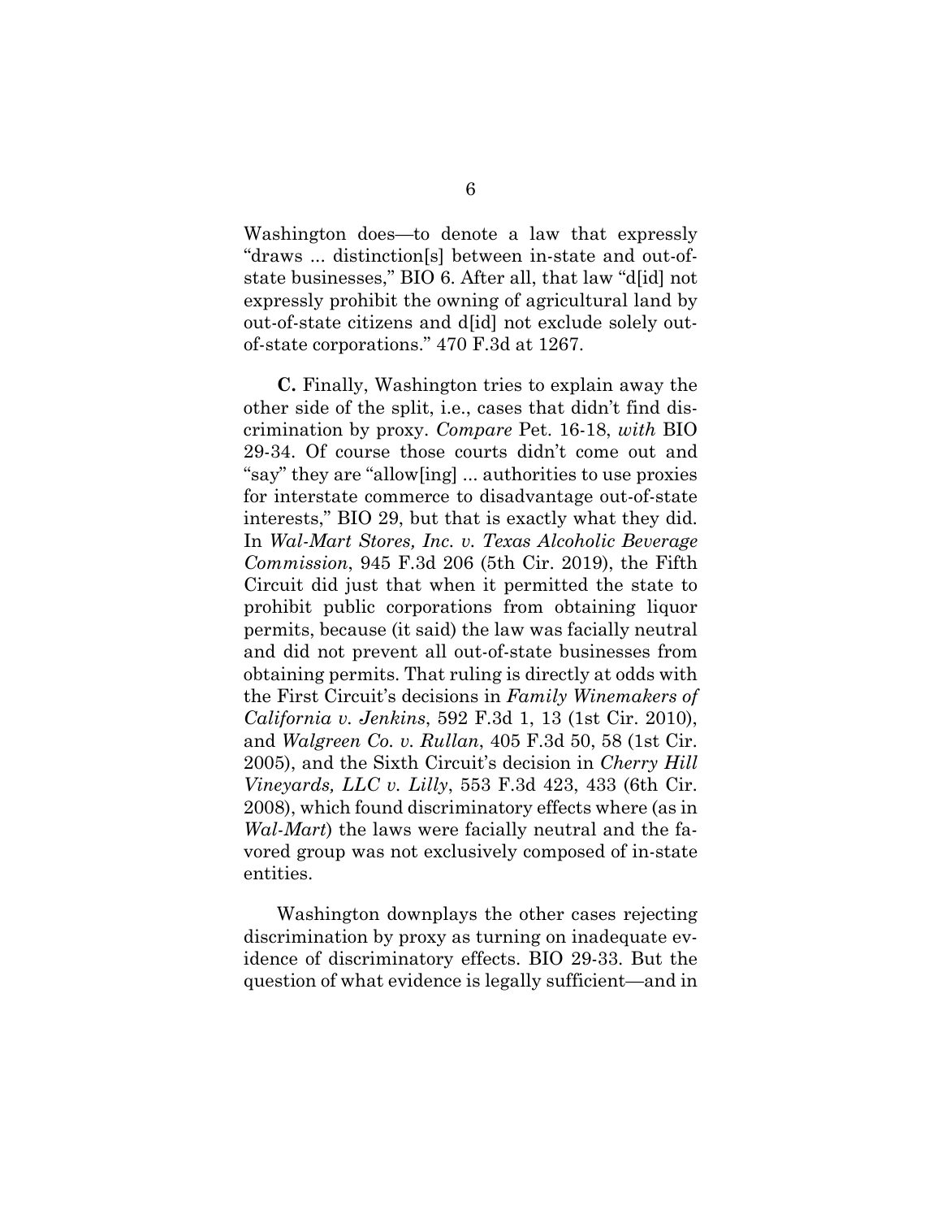Washington does—to denote a law that expressly "draws ... distinction[s] between in-state and out-of-state businesses," BIO 6. After all, that law "d[id] not expressly prohibit the owning of agricultural land by out-of-state citizens and d[id] not exclude solely out-of-state corporations." 470 F.3d at 1267.

**C.** Finally, Washington tries to explain away the other side of the split, i.e., cases that didn't find discrimination by proxy. *Compare* Pet. 16-18, *with* BIO 29-34. Of course those courts didn't come out and "say" they are "allow[ing] ... authorities to use proxies for interstate commerce to disadvantage out-of-state interests," BIO 29, but that is exactly what they did. In *Wal-Mart Stores, Inc. v. Texas Alcoholic Beverage Commission*, 945 F.3d 206 (5th Cir. 2019), the Fifth Circuit did just that when it permitted the state to prohibit public corporations from obtaining liquor permits, because (it said) the law was facially neutral and did not prevent all out-of-state businesses from obtaining permits. That ruling is directly at odds with the First Circuit's decisions in *Family Winemakers of California v. Jenkins*, 592 F.3d 1, 13 (1st Cir. 2010), and *Walgreen Co. v. Rullan*, 405 F.3d 50, 58 (1st Cir. 2005), and the Sixth Circuit's decision in *Cherry Hill Vineyards, LLC v. Lilly*, 553 F.3d 423, 433 (6th Cir. 2008), which found discriminatory effects where (as in *Wal-Mart*) the laws were facially neutral and the favored group was not exclusively composed of in-state entities.

Washington downplays the other cases rejecting discrimination by proxy as turning on inadequate evidence of discriminatory effects. BIO 29-33. But the question of what evidence is legally sufficient—and in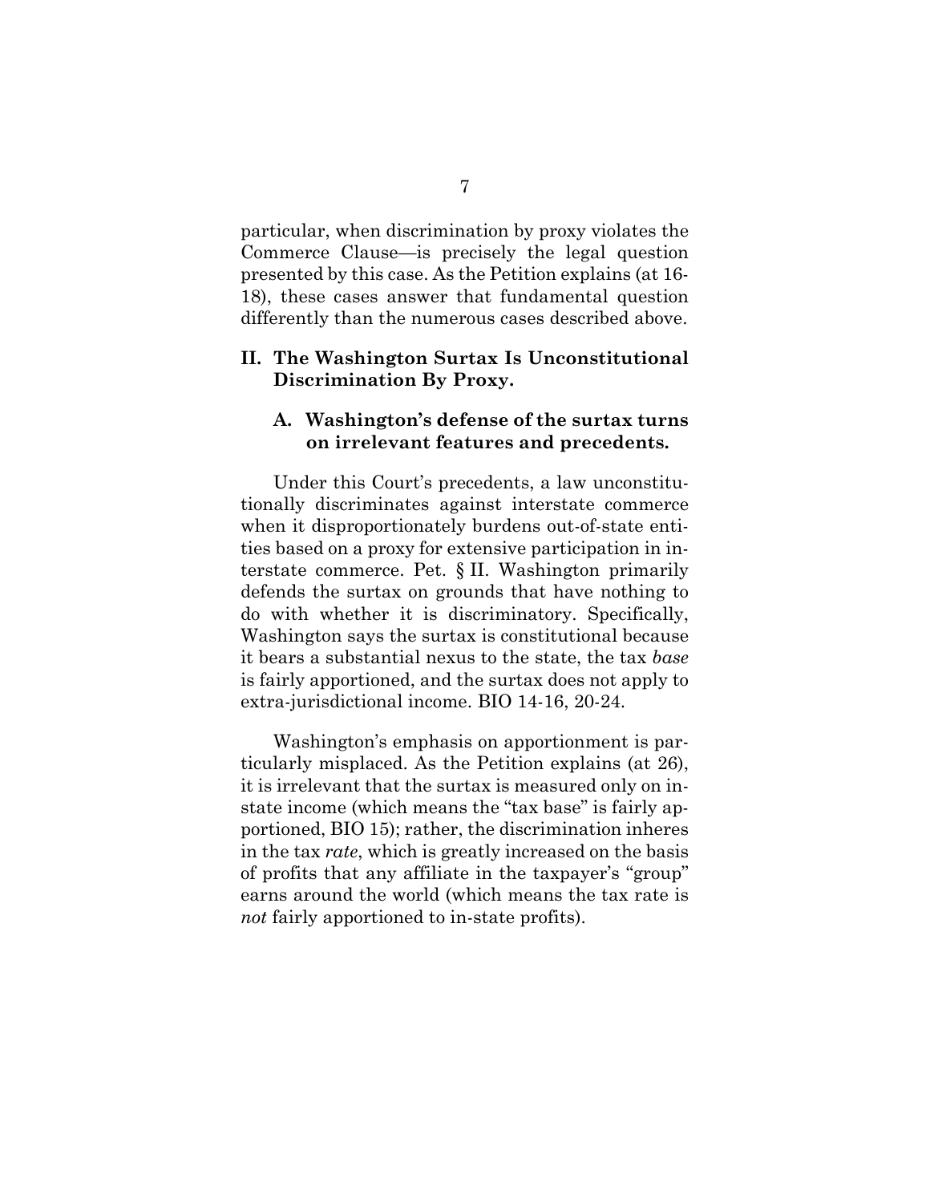particular, when discrimination by proxy violates the Commerce Clause—is precisely the legal question presented by this case. As the Petition explains (at 16-18), these cases answer that fundamental question differently than the numerous cases described above.

## II. The Washington Surtax Is Unconstitutional Discrimination By Proxy.

### A. Washington's defense of the surtax turns on irrelevant features and precedents.

Under this Court's precedents, a law unconstitutionally discriminates against interstate commerce when it disproportionately burdens out-of-state entities based on a proxy for extensive participation in interstate commerce. Pet. § II. Washington primarily defends the surtax on grounds that have nothing to do with whether it is discriminatory. Specifically, Washington says the surtax is constitutional because it bears a substantial nexus to the state, the tax *base* is fairly apportioned, and the surtax does not apply to extra-jurisdictional income. BIO 14-16, 20-24.

Washington's emphasis on apportionment is particularly misplaced. As the Petition explains (at 26), it is irrelevant that the surtax is measured only on in-state income (which means the "tax base" is fairly apportioned, BIO 15); rather, the discrimination inheres in the tax *rate*, which is greatly increased on the basis of profits that any affiliate in the taxpayer's "group" earns around the world (which means the tax rate is *not* fairly apportioned to in-state profits).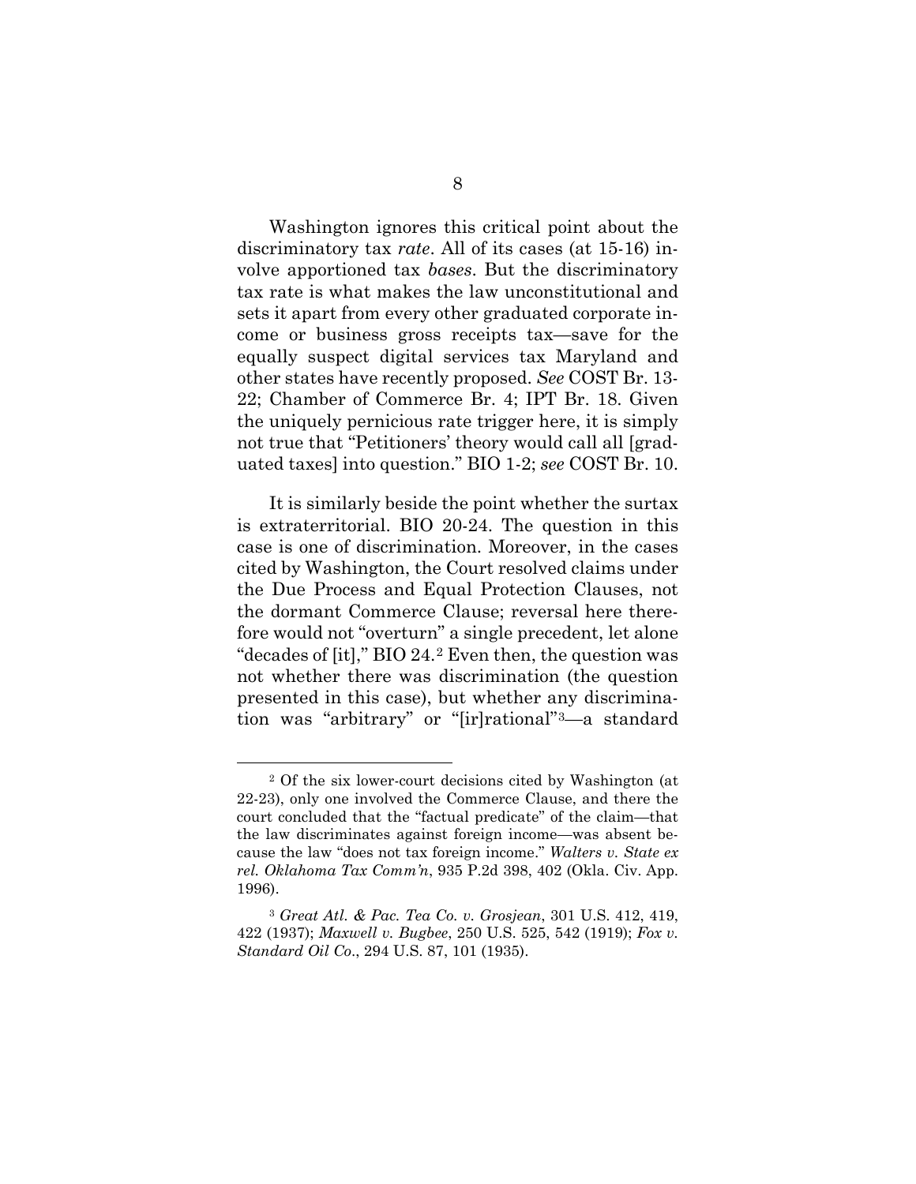Washington ignores this critical point about the discriminatory tax *rate*. All of its cases (at 15-16) involve apportioned tax *bases*. But the discriminatory tax rate is what makes the law unconstitutional and sets it apart from every other graduated corporate income or business gross receipts tax—save for the equally suspect digital services tax Maryland and other states have recently proposed. *See* COST Br. 13-22; Chamber of Commerce Br. 4; IPT Br. 18. Given the uniquely pernicious rate trigger here, it is simply not true that "Petitioners' theory would call all [graduated taxes] into question." BIO 1-2; *see* COST Br. 10.

It is similarly beside the point whether the surtax is extraterritorial. BIO 20-24. The question in this case is one of discrimination. Moreover, in the cases cited by Washington, the Court resolved claims under the Due Process and Equal Protection Clauses, not the dormant Commerce Clause; reversal here therefore would not "overturn" a single precedent, let alone "decades of [it]," BIO 24.[2] Even then, the question was not whether there was discrimination (the question presented in this case), but whether any discrimination was "arbitrary" or "[ir]rational"[3]—a standard

---

[2] Of the six lower-court decisions cited by Washington (at 22-23), only one involved the Commerce Clause, and there the court concluded that the "factual predicate" of the claim—that the law discriminates against foreign income—was absent because the law "does not tax foreign income." *Walters v. State ex rel. Oklahoma Tax Comm'n*, 935 P.2d 398, 402 (Okla. Civ. App. 1996).

[3] *Great Atl. & Pac. Tea Co. v. Grosjean*, 301 U.S. 412, 419, 422 (1937); *Maxwell v. Bugbee*, 250 U.S. 525, 542 (1919); *Fox v. Standard Oil Co.*, 294 U.S. 87, 101 (1935).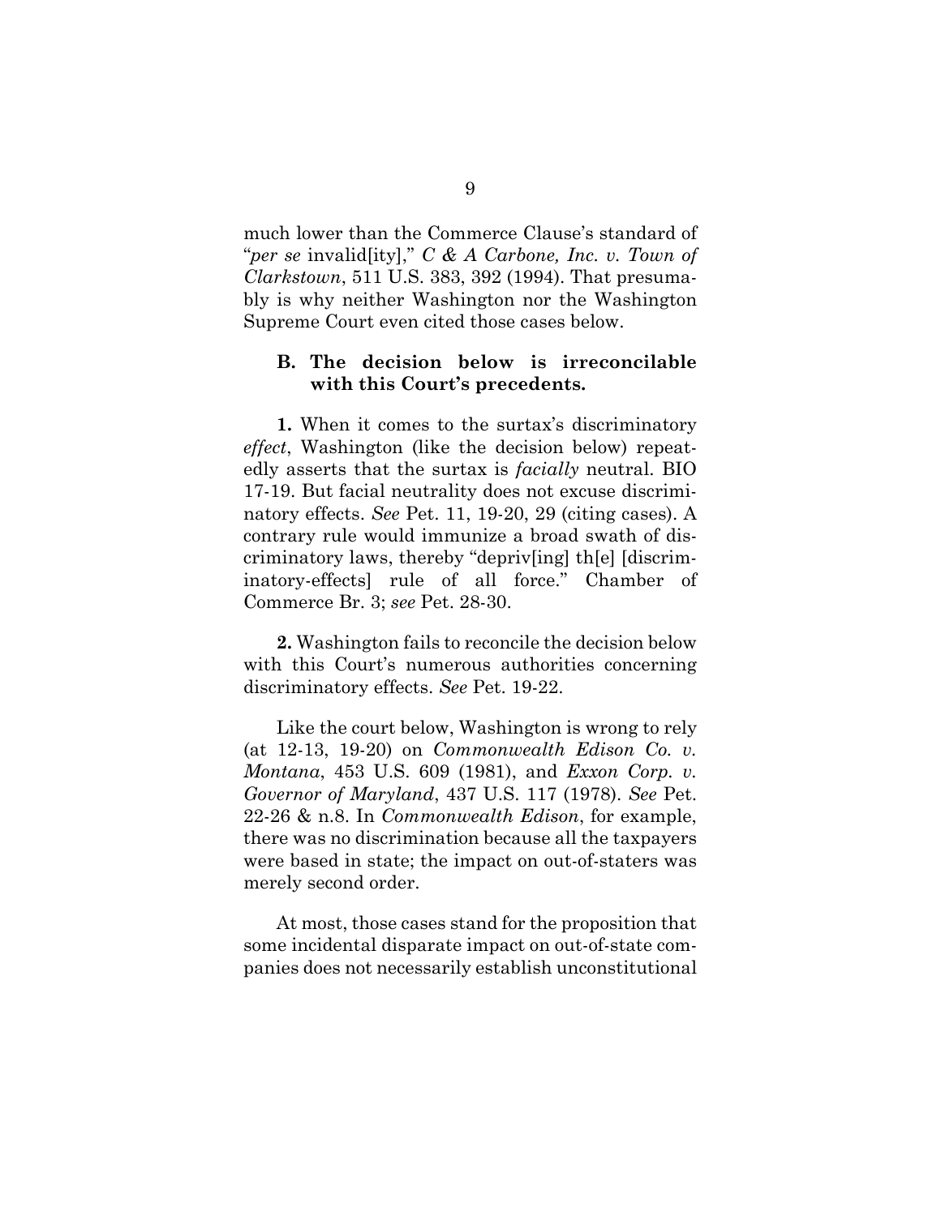much lower than the Commerce Clause's standard of "*per se* invalid[ity]," *C & A Carbone, Inc. v. Town of Clarkstown*, 511 U.S. 383, 392 (1994). That presumably is why neither Washington nor the Washington Supreme Court even cited those cases below.

### B. The decision below is irreconcilable with this Court's precedents.

**1.** When it comes to the surtax's discriminatory *effect*, Washington (like the decision below) repeatedly asserts that the surtax is *facially* neutral. BIO 17-19. But facial neutrality does not excuse discriminatory effects. *See* Pet. 11, 19-20, 29 (citing cases). A contrary rule would immunize a broad swath of discriminatory laws, thereby "depriv[ing] th[e] [discriminatory-effects] rule of all force." Chamber of Commerce Br. 3; *see* Pet. 28-30.

**2.** Washington fails to reconcile the decision below with this Court's numerous authorities concerning discriminatory effects. *See* Pet. 19-22.

Like the court below, Washington is wrong to rely (at 12-13, 19-20) on *Commonwealth Edison Co. v. Montana*, 453 U.S. 609 (1981), and *Exxon Corp. v. Governor of Maryland*, 437 U.S. 117 (1978). *See* Pet. 22-26 & n.8. In *Commonwealth Edison*, for example, there was no discrimination because all the taxpayers were based in state; the impact on out-of-staters was merely second order.

At most, those cases stand for the proposition that some incidental disparate impact on out-of-state companies does not necessarily establish unconstitutional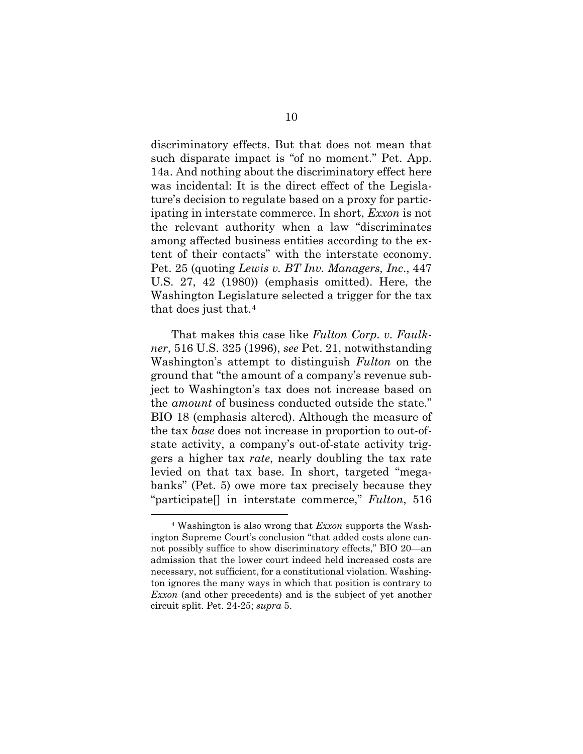discriminatory effects. But that does not mean that such disparate impact is "of no moment." Pet. App. 14a. And nothing about the discriminatory effect here was incidental: It is the direct effect of the Legislature's decision to regulate based on a proxy for participating in interstate commerce. In short, *Exxon* is not the relevant authority when a law "discriminates among affected business entities according to the extent of their contacts" with the interstate economy. Pet. 25 (quoting *Lewis v. BT Inv. Managers, Inc*., 447 U.S. 27, 42 (1980)) (emphasis omitted). Here, the Washington Legislature selected a trigger for the tax that does just that.[4]

That makes this case like *Fulton Corp. v. Faulkner*, 516 U.S. 325 (1996), *see* Pet. 21, notwithstanding Washington's attempt to distinguish *Fulton* on the ground that "the amount of a company's revenue subject to Washington's tax does not increase based on the *amount* of business conducted outside the state." BIO 18 (emphasis altered). Although the measure of the tax *base* does not increase in proportion to out-of-state activity, a company's out-of-state activity triggers a higher tax *rate*, nearly doubling the tax rate levied on that tax base. In short, targeted "megabanks" (Pet. 5) owe more tax precisely because they "participate[] in interstate commerce," *Fulton*, 516

---

[4] Washington is also wrong that *Exxon* supports the Washington Supreme Court's conclusion "that added costs alone cannot possibly suffice to show discriminatory effects," BIO 20—an admission that the lower court indeed held increased costs are necessary, not sufficient, for a constitutional violation. Washington ignores the many ways in which that position is contrary to *Exxon* (and other precedents) and is the subject of yet another circuit split. Pet. 24-25; *supra* 5.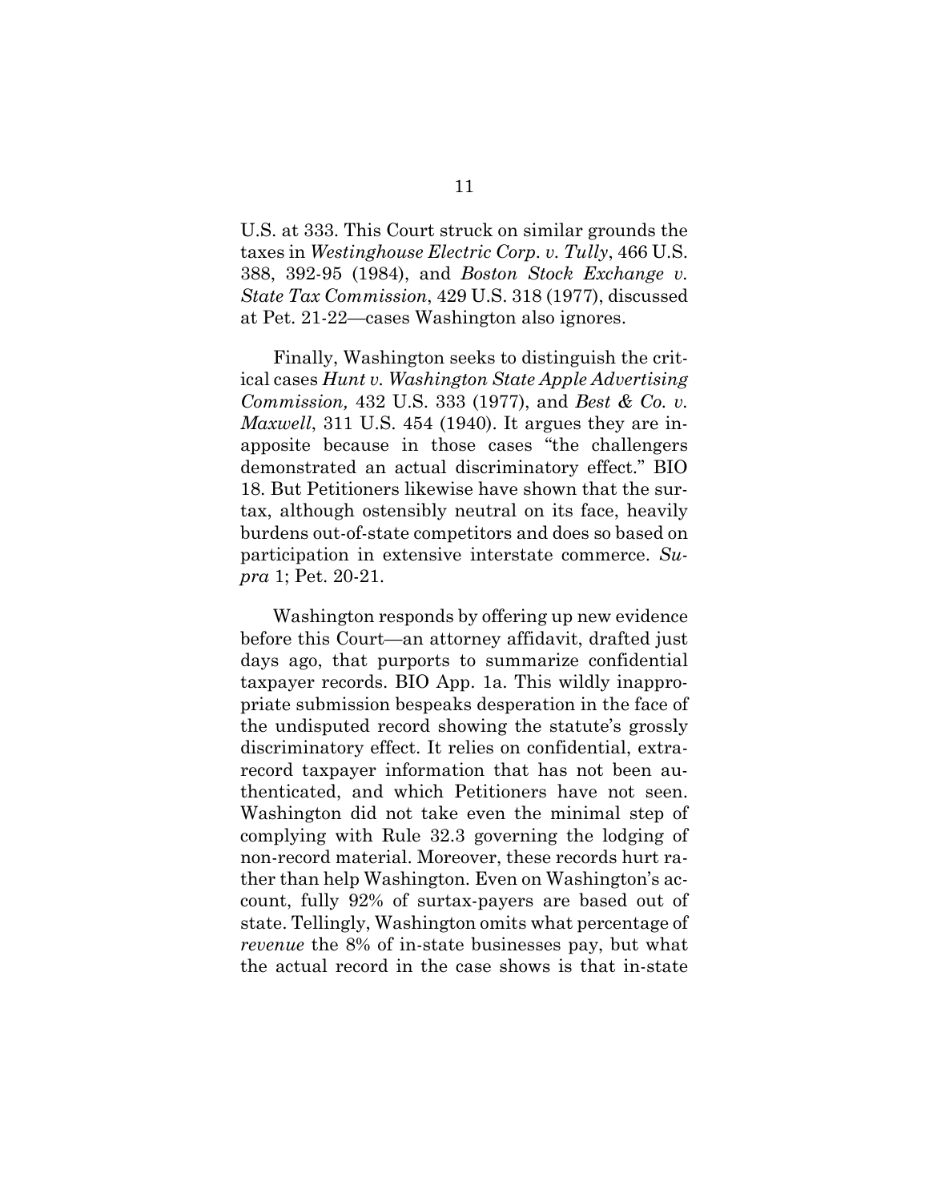U.S. at 333. This Court struck on similar grounds the taxes in *Westinghouse Electric Corp. v. Tully*, 466 U.S. 388, 392-95 (1984), and *Boston Stock Exchange v. State Tax Commission*, 429 U.S. 318 (1977), discussed at Pet. 21-22—cases Washington also ignores.

Finally, Washington seeks to distinguish the critical cases *Hunt v. Washington State Apple Advertising Commission,* 432 U.S. 333 (1977), and *Best & Co. v. Maxwell*, 311 U.S. 454 (1940). It argues they are inapposite because in those cases "the challengers demonstrated an actual discriminatory effect." BIO 18. But Petitioners likewise have shown that the surtax, although ostensibly neutral on its face, heavily burdens out-of-state competitors and does so based on participation in extensive interstate commerce. *Supra* 1; Pet. 20-21.

Washington responds by offering up new evidence before this Court—an attorney affidavit, drafted just days ago, that purports to summarize confidential taxpayer records. BIO App. 1a. This wildly inappropriate submission bespeaks desperation in the face of the undisputed record showing the statute's grossly discriminatory effect. It relies on confidential, extra-record taxpayer information that has not been authenticated, and which Petitioners have not seen. Washington did not take even the minimal step of complying with Rule 32.3 governing the lodging of non-record material. Moreover, these records hurt rather than help Washington. Even on Washington's account, fully 92% of surtax-payers are based out of state. Tellingly, Washington omits what percentage of *revenue* the 8% of in-state businesses pay, but what the actual record in the case shows is that in-state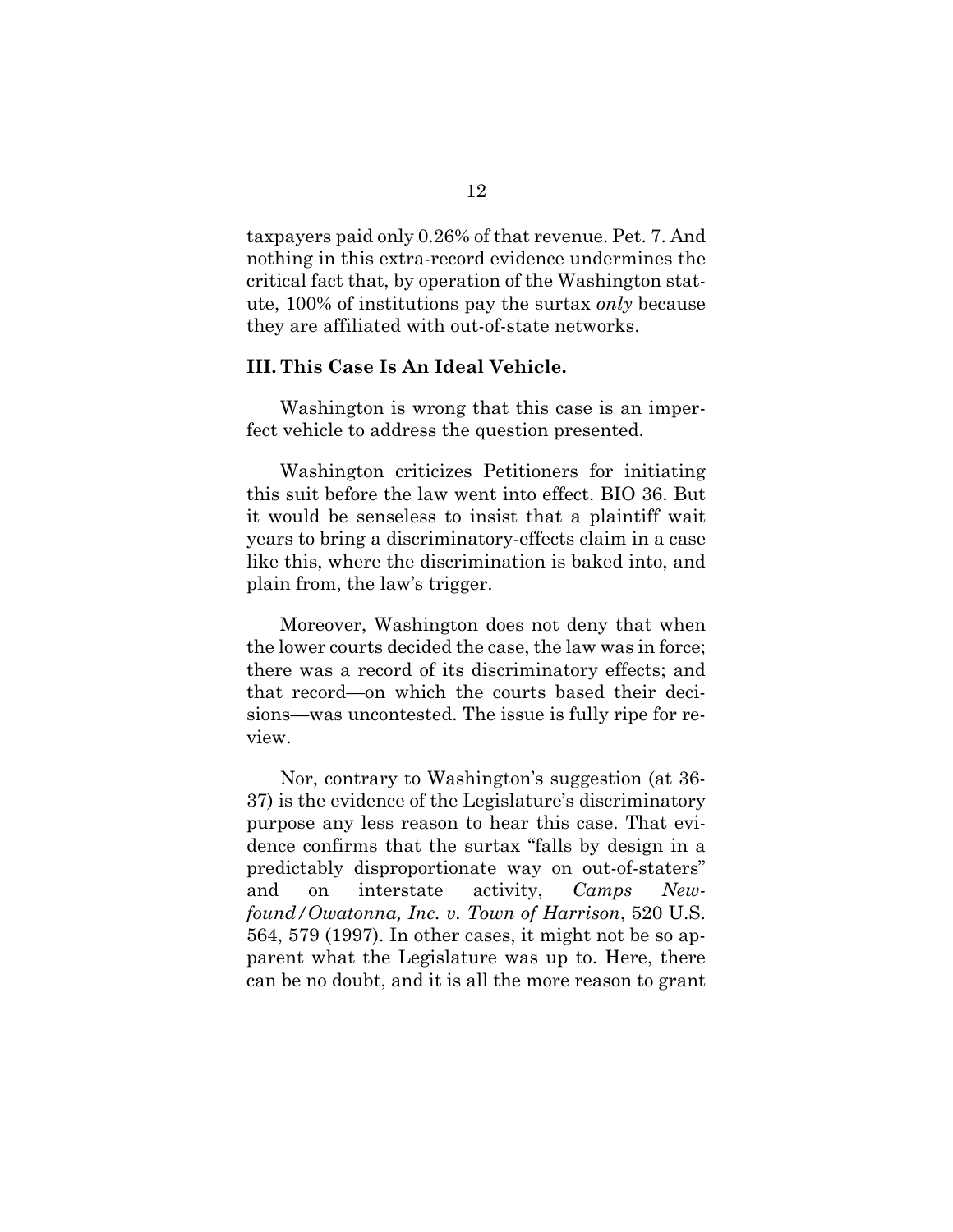taxpayers paid only 0.26% of that revenue. Pet. 7. And nothing in this extra-record evidence undermines the critical fact that, by operation of the Washington statute, 100% of institutions pay the surtax *only* because they are affiliated with out-of-state networks.

## III. This Case Is An Ideal Vehicle.

Washington is wrong that this case is an imperfect vehicle to address the question presented.

Washington criticizes Petitioners for initiating this suit before the law went into effect. BIO 36. But it would be senseless to insist that a plaintiff wait years to bring a discriminatory-effects claim in a case like this, where the discrimination is baked into, and plain from, the law's trigger.

Moreover, Washington does not deny that when the lower courts decided the case, the law was in force; there was a record of its discriminatory effects; and that record—on which the courts based their decisions—was uncontested. The issue is fully ripe for review.

Nor, contrary to Washington's suggestion (at 36-37) is the evidence of the Legislature's discriminatory purpose any less reason to hear this case. That evidence confirms that the surtax "falls by design in a predictably disproportionate way on out-of-staters" and on interstate activity, *Camps Newfound/Owatonna, Inc. v. Town of Harrison*, 520 U.S. 564, 579 (1997). In other cases, it might not be so apparent what the Legislature was up to. Here, there can be no doubt, and it is all the more reason to grant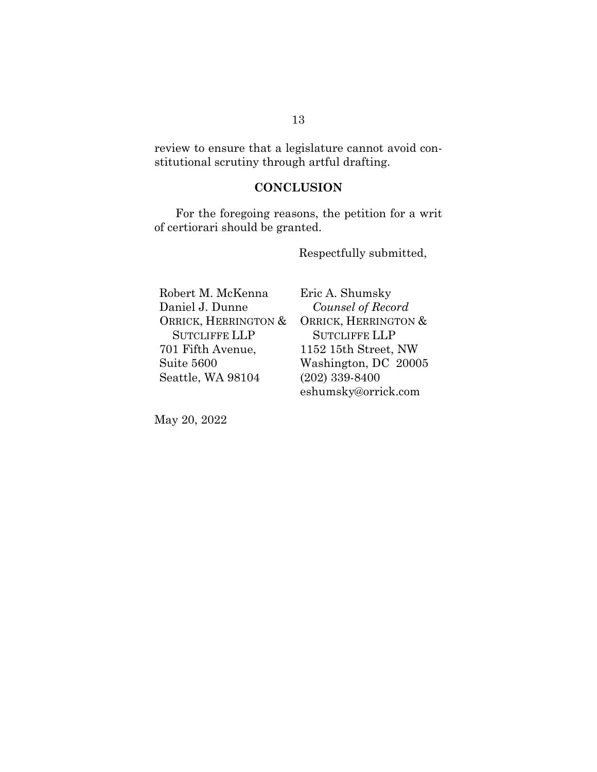review to ensure that a legislature cannot avoid constitutional scrutiny through artful drafting.

## CONCLUSION

For the foregoing reasons, the petition for a writ of certiorari should be granted.

Respectfully submitted,

Robert M. McKenna
Daniel J. Dunne
ORRICK, HERRINGTON & SUTCLIFFE LLP
701 Fifth Avenue,
Suite 5600
Seattle, WA 98104

Eric A. Shumsky
*Counsel of Record*
ORRICK, HERRINGTON & SUTCLIFFE LLP
1152 15th Street, NW
Washington, DC 20005
(202) 339-8400
eshumsky@orrick.com

May 20, 2022